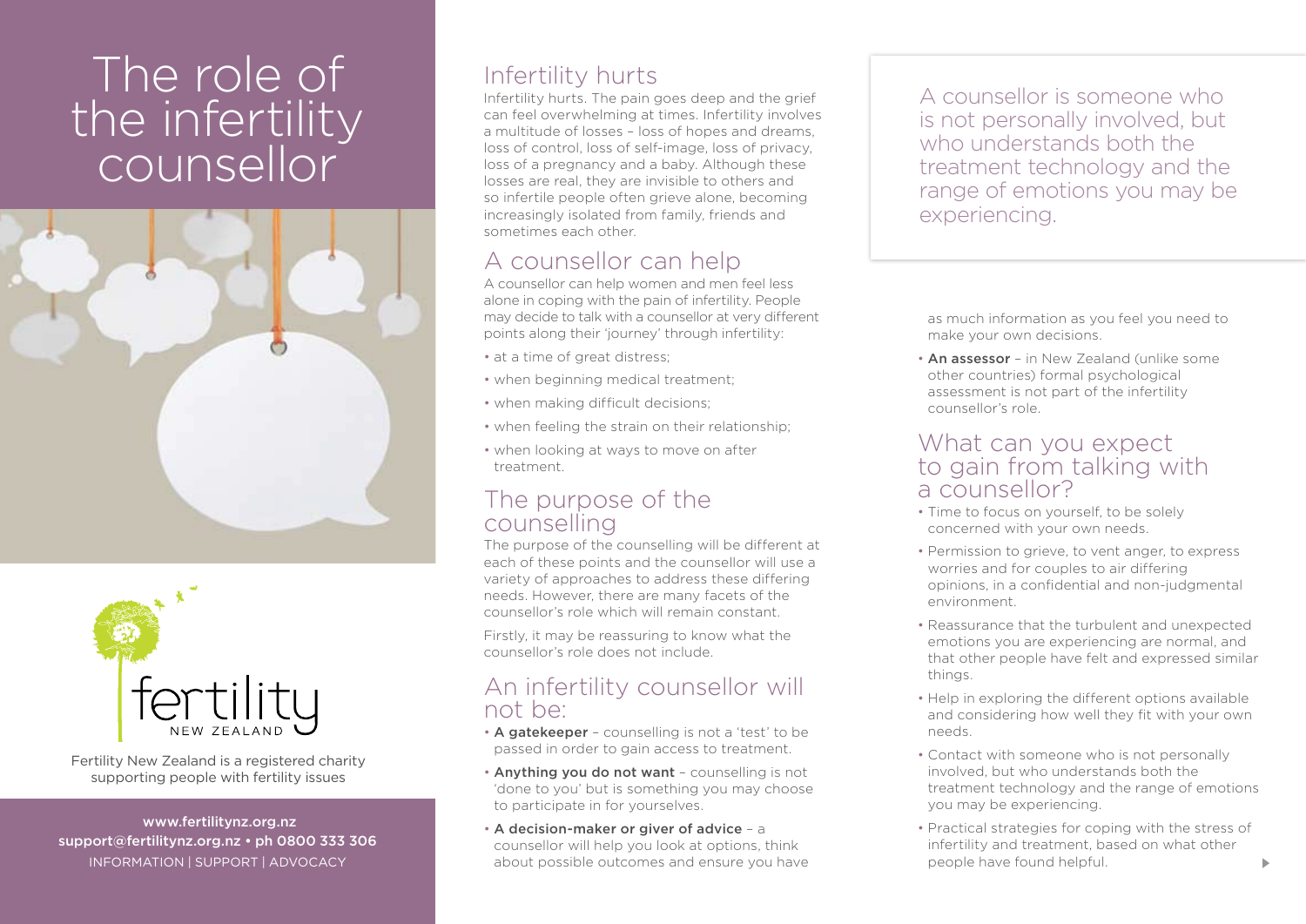# The role of the infertility counsellor

fertility NEW ZEALAND

Fertility New Zealand is a registered charity supporting people with fertility issues

www.fertilitynz.org.nz
support@fertilitynz.org.nz • ph 0800 333 306
INFORMATION | SUPPORT | ADVOCACY

## Infertility hurts

Infertility hurts. The pain goes deep and the grief can feel overwhelming at times. Infertility involves a multitude of losses – loss of hopes and dreams, loss of control, loss of self-image, loss of privacy, loss of a pregnancy and a baby. Although these losses are real, they are invisible to others and so infertile people often grieve alone, becoming increasingly isolated from family, friends and sometimes each other.

## A counsellor can help

A counsellor can help women and men feel less alone in coping with the pain of infertility. People may decide to talk with a counsellor at very different points along their 'journey' through infertility:

- at a time of great distress;
- when beginning medical treatment;
- when making difficult decisions;
- when feeling the strain on their relationship;
- when looking at ways to move on after treatment.

## The purpose of the counselling

The purpose of the counselling will be different at each of these points and the counsellor will use a variety of approaches to address these differing needs. However, there are many facets of the counsellor's role which will remain constant.

Firstly, it may be reassuring to know what the counsellor's role does not include.

## An infertility counsellor will not be:

- **A gatekeeper** – counselling is not a 'test' to be passed in order to gain access to treatment.
- **Anything you do not want** – counselling is not 'done to you' but is something you may choose to participate in for yourselves.
- **A decision-maker or giver of advice** – a counsellor will help you look at options, think about possible outcomes and ensure you have as much information as you feel you need to make your own decisions.
- **An assessor** – in New Zealand (unlike some other countries) formal psychological assessment is not part of the infertility counsellor's role.

> A counsellor is someone who is not personally involved, but who understands both the treatment technology and the range of emotions you may be experiencing.

## What can you expect to gain from talking with a counsellor?

- Time to focus on yourself, to be solely concerned with your own needs.
- Permission to grieve, to vent anger, to express worries and for couples to air differing opinions, in a confidential and non-judgmental environment.
- Reassurance that the turbulent and unexpected emotions you are experiencing are normal, and that other people have felt and expressed similar things.
- Help in exploring the different options available and considering how well they fit with your own needs.
- Contact with someone who is not personally involved, but who understands both the treatment technology and the range of emotions you may be experiencing.
- Practical strategies for coping with the stress of infertility and treatment, based on what other people have found helpful.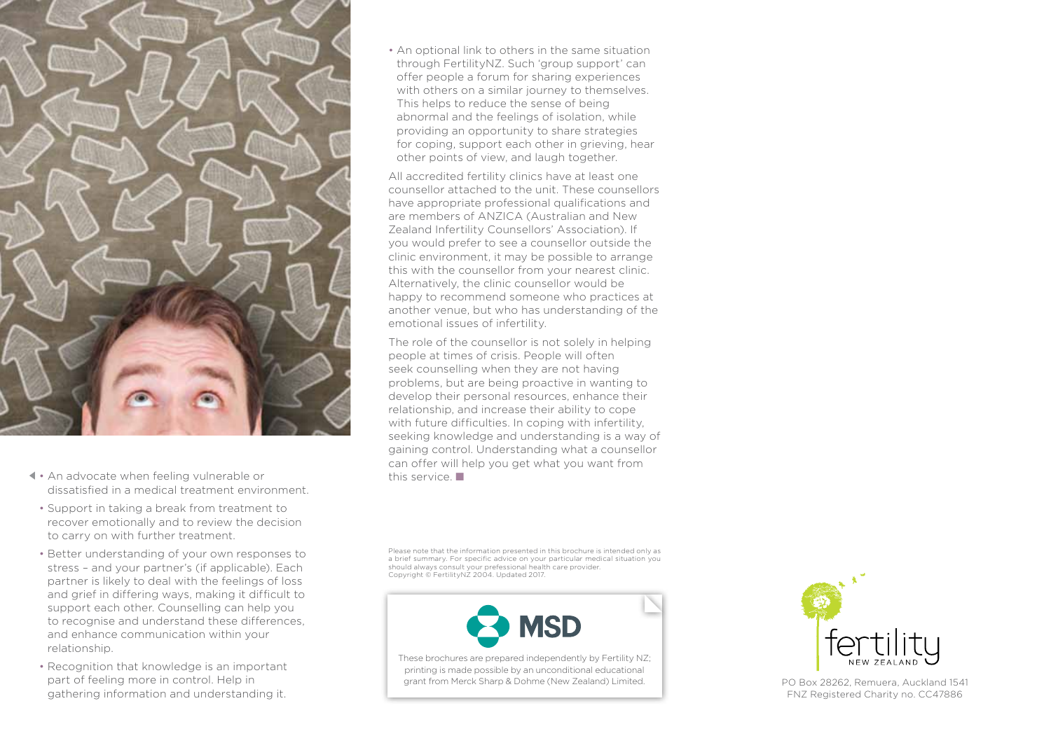- An advocate when feeling vulnerable or dissatisfied in a medical treatment environment.
- Support in taking a break from treatment to recover emotionally and to review the decision to carry on with further treatment.
- Better understanding of your own responses to stress – and your partner's (if applicable). Each partner is likely to deal with the feelings of loss and grief in differing ways, making it difficult to support each other. Counselling can help you to recognise and understand these differences, and enhance communication within your relationship.
- Recognition that knowledge is an important part of feeling more in control. Help in gathering information and understanding it.
- An optional link to others in the same situation through FertilityNZ. Such 'group support' can offer people a forum for sharing experiences with others on a similar journey to themselves. This helps to reduce the sense of being abnormal and the feelings of isolation, while providing an opportunity to share strategies for coping, support each other in grieving, hear other points of view, and laugh together.

All accredited fertility clinics have at least one counsellor attached to the unit. These counsellors have appropriate professional qualifications and are members of ANZICA (Australian and New Zealand Infertility Counsellors' Association). If you would prefer to see a counsellor outside the clinic environment, it may be possible to arrange this with the counsellor from your nearest clinic. Alternatively, the clinic counsellor would be happy to recommend someone who practices at another venue, but who has understanding of the emotional issues of infertility.

The role of the counsellor is not solely in helping people at times of crisis. People will often seek counselling when they are not having problems, but are being proactive in wanting to develop their personal resources, enhance their relationship, and increase their ability to cope with future difficulties. In coping with infertility, seeking knowledge and understanding is a way of gaining control. Understanding what a counsellor can offer will help you get what you want from this service. ■

Please note that the information presented in this brochure is intended only as a brief summary. For specific advice on your particular medical situation you should always consult your professional health care provider.
Copyright © FertilityNZ 2004. Updated 2017.

MSD

These brochures are prepared independently by Fertility NZ; printing is made possible by an unconditional educational grant from Merck Sharp & Dohme (New Zealand) Limited.

fertility NEW ZEALAND

PO Box 28262, Remuera, Auckland 1541
FNZ Registered Charity no. CC47886